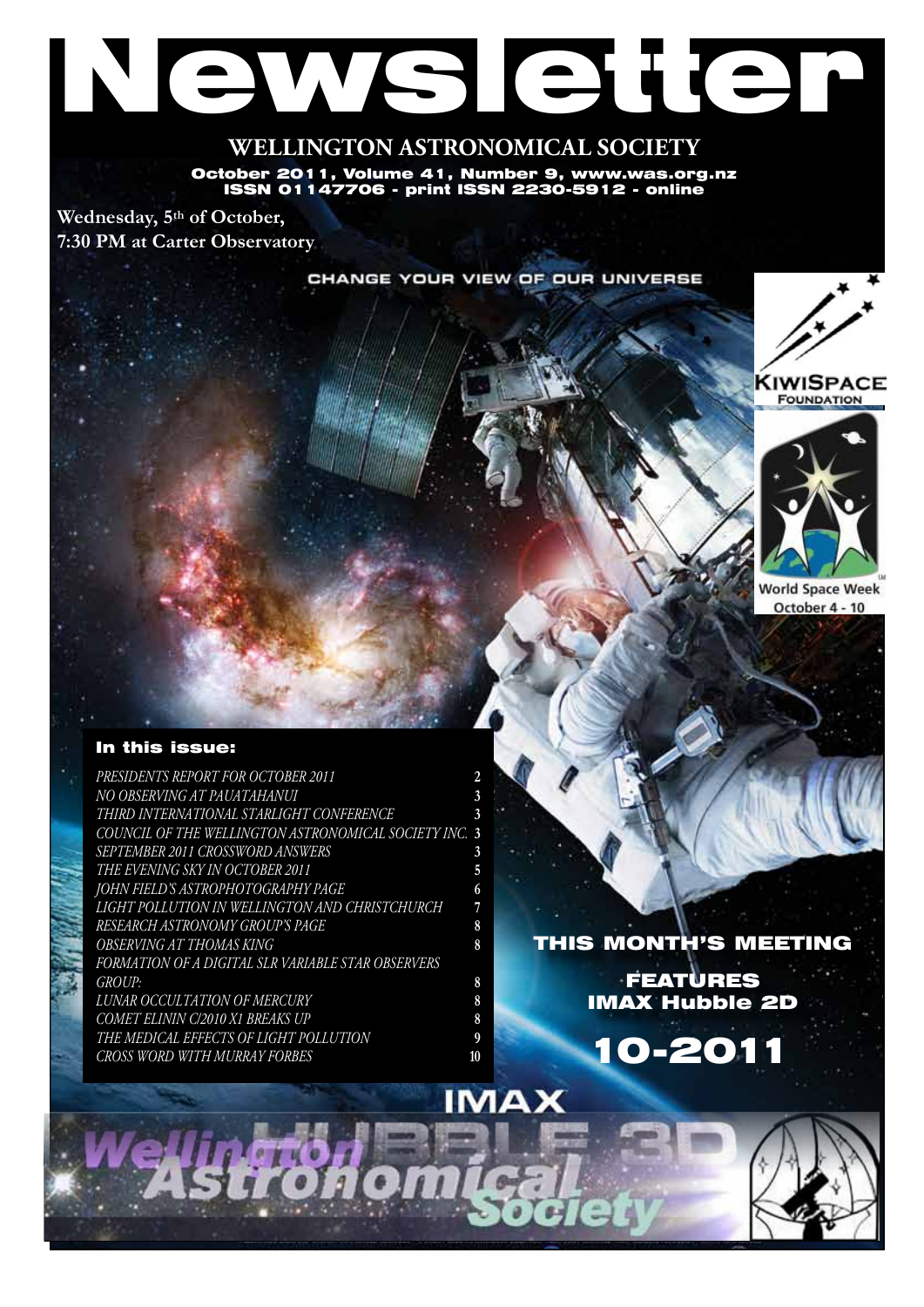# Newsletter

## WELLINGTON ASTRONOMICAL SOCIETY

**October 2011, Volume 41, Number 9, www.was.org.nz**
**ISSN 01147706 - print ISSN 2230-5912 - online**

**Wednesday, 5th of October, 7:30 PM at Carter Observatory**

CHANGE YOUR VIEW OF OUR UNIVERSE

KIWISPACE FOUNDATION

World Space Week October 4 - 10

### In this issue:

| | |
|---|---|
| *PRESIDENTS REPORT FOR OCTOBER 2011* | 2 |
| *NO OBSERVING AT PAUATAHANUI* | 3 |
| *THIRD INTERNATIONAL STARLIGHT CONFERENCE* | 3 |
| *COUNCIL OF THE WELLINGTON ASTRONOMICAL SOCIETY INC.* | 3 |
| *SEPTEMBER 2011 CROSSWORD ANSWERS* | 3 |
| *THE EVENING SKY IN OCTOBER 2011* | 5 |
| *JOHN FIELD'S ASTROPHOTOGRAPHY PAGE* | 6 |
| *LIGHT POLLUTION IN WELLINGTON AND CHRISTCHURCH* | 7 |
| *RESEARCH ASTRONOMY GROUP'S PAGE* | 8 |
| *OBSERVING AT THOMAS KING* | 8 |
| *FORMATION OF A DIGITAL SLR VARIABLE STAR OBSERVERS GROUP:* | 8 |
| *LUNAR OCCULTATION OF MERCURY* | 8 |
| *COMET ELININ C/2010 X1 BREAKS UP* | 8 |
| *THE MEDICAL EFFECTS OF LIGHT POLLUTION* | 9 |
| *CROSS WORD WITH MURRAY FORBES* | 10 |

### THIS MONTH'S MEETING

**FEATURES**
**IMAX Hubble 2D**

## 10-2011

IMAX HUBBLE 3D

Wellington Astronomical Society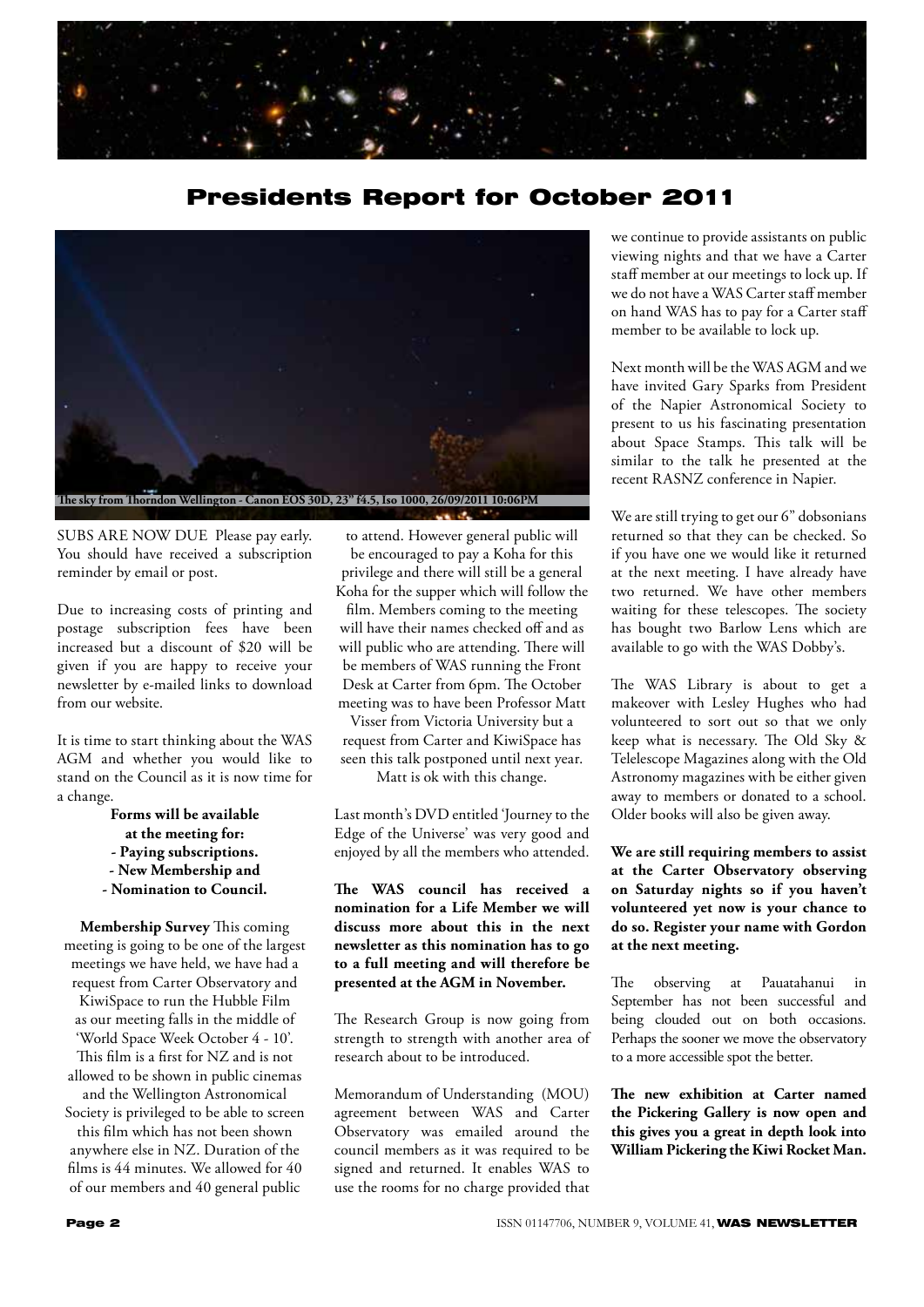# Presidents Report for October 2011

The sky from Thorndon Wellington - Canon EOS 30D, 23" f4.5, Iso 1000, 26/09/2011 10:06PM

SUBS ARE NOW DUE Please pay early. You should have received a subscription reminder by email or post.

Due to increasing costs of printing and postage subscription fees have been increased but a discount of $20 will be given if you are happy to receive your newsletter by e-mailed links to download from our website.

It is time to start thinking about the WAS AGM and whether you would like to stand on the Council as it is now time for a change.

**Forms will be available at the meeting for:**
**- Paying subscriptions.**
**- New Membership and**
**- Nomination to Council.**

**Membership Survey** This coming meeting is going to be one of the largest meetings we have held, we have had a request from Carter Observatory and KiwiSpace to run the Hubble Film as our meeting falls in the middle of 'World Space Week October 4 - 10'. This film is a first for NZ and is not allowed to be shown in public cinemas and the Wellington Astronomical Society is privileged to be able to screen this film which has not been shown anywhere else in NZ. Duration of the films is 44 minutes. We allowed for 40 of our members and 40 general public to attend. However general public will be encouraged to pay a Koha for this privilege and there will still be a general Koha for the supper which will follow the film. Members coming to the meeting will have their names checked off and as will public who are attending. There will be members of WAS running the Front Desk at Carter from 6pm. The October meeting was to have been Professor Matt Visser from Victoria University but a request from Carter and KiwiSpace has seen this talk postponed until next year. Matt is ok with this change.

Last month's DVD entitled 'Journey to the Edge of the Universe' was very good and enjoyed by all the members who attended.

**The WAS council has received a nomination for a Life Member we will discuss more about this in the next newsletter as this nomination has to go to a full meeting and will therefore be presented at the AGM in November.**

The Research Group is now going from strength to strength with another area of research about to be introduced.

Memorandum of Understanding (MOU) agreement between WAS and Carter Observatory was emailed around the council members as it was required to be signed and returned. It enables WAS to use the rooms for no charge provided that we continue to provide assistants on public viewing nights and that we have a Carter staff member at our meetings to lock up. If we do not have a WAS Carter staff member on hand WAS has to pay for a Carter staff member to be available to lock up.

Next month will be the WAS AGM and we have invited Gary Sparks from President of the Napier Astronomical Society to present to us his fascinating presentation about Space Stamps. This talk will be similar to the talk he presented at the recent RASNZ conference in Napier.

We are still trying to get our 6" dobsonians returned so that they can be checked. So if you have one we would like it returned at the next meeting. I have already have two returned. We have other members waiting for these telescopes. The society has bought two Barlow Lens which are available to go with the WAS Dobby's.

The WAS Library is about to get a makeover with Lesley Hughes who had volunteered to sort out so that we only keep what is necessary. The Old Sky & Telelescope Magazines along with the Old Astronomy magazines with be either given away to members or donated to a school. Older books will also be given away.

**We are still requiring members to assist at the Carter Observatory observing on Saturday nights so if you haven't volunteered yet now is your chance to do so. Register your name with Gordon at the next meeting.**

The observing at Pauatahanui in September has not been successful and being clouded out on both occasions. Perhaps the sooner we move the observatory to a more accessible spot the better.

**The new exhibition at Carter named the Pickering Gallery is now open and this gives you a great in depth look into William Pickering the Kiwi Rocket Man.**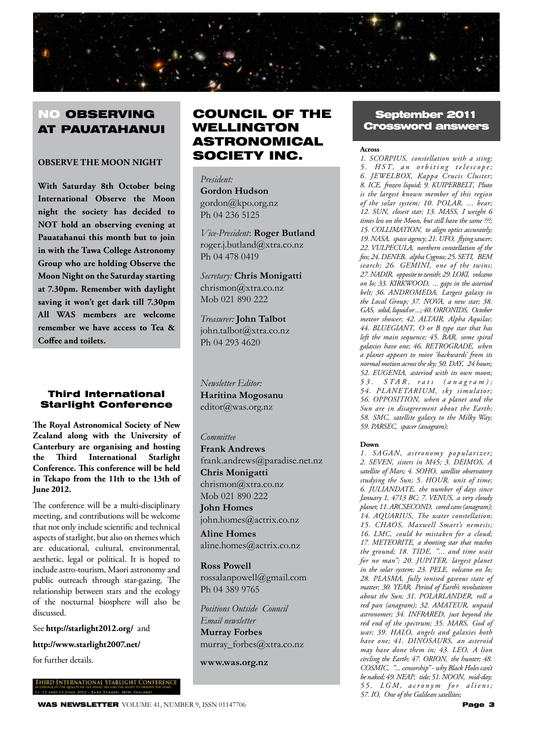## NO OBSERVING AT PAUATAHANUI

**OBSERVE THE MOON NIGHT**

**With Saturday 8th October being International Observe the Moon night the society has decided to NOT hold an observing evening at Pauatahanui this month but to join in with the Tawa College Astronomy Group who are holding Observe the Moon Night on the Saturday starting at 7.30pm. Remember with daylight saving it won't get dark till 7.30pm All WAS members are welcome remember we have access to Tea & Coffee and toilets.**

### Third International Starlight Conference

**The Royal Astronomical Society of New Zealand along with the University of Canterbury are organising and hosting the Third International Starlight Conference. This conference will be held in Tekapo from the 11th to the 13th of June 2012.**

The conference will be a multi-disciplinary meeting, and contributions will be welcome that not only include scientific and technical aspects of starlight, but also on themes which are educational, cultural, environmental, aesthetic, legal or political. It is hoped to include astro-tourism, Maori astronomy and public outreach through star-gazing. The relationship between stars and the ecology of the nocturnal biosphere will also be discussed.

See **http://starlight2012.org/** and

**http://www.starlight2007.net/**

for further details.

THIRD INTERNATIONAL STARLIGHT CONFERENCE
IN DEFENCE OF THE QUALITY OF THE NIGHT SKY AND THE RIGHT TO OBSERVE THE STARS
11, 12 AND 13 JUNE 2012 - LAKE TEKAPO, NEW ZEALAND

## COUNCIL OF THE WELLINGTON ASTRONOMICAL SOCIETY INC.

*President:*
**Gordon Hudson**
gordon@kpo.org.nz
Ph 04 236 5125

*Vice-President*: **Roger Butland**
roger.j.butland@xtra.co.nz
Ph 04 478 0419

*Secretary:* **Chris Monigatti**
chrismon@xtra.co.nz
Mob 021 890 222

*Treasurer:* **John Talbot**
john.talbot@xtra.co.nz
Ph 04 293 4620

*Newsletter Editor:*
**Haritina Mogosanu**
editor@was.org.nz

*Committee*
**Frank Andrews**
frank.andrews@paradise.net.nz
**Chris Monigatti**
chrismon@xtra.co.nz
Mob 021 890 222
**John Homes**
john.homes@actrix.co.nz
**Aline Homes**
aline.homes@actrix.co.nz

**Ross Powell**
rossalanpowell@gmail.com
Ph 04 389 9765

*Positions Outside Council*
*Email newsletter*
**Murray Forbes**
murray_forbes@xtra.co.nz

**www.was.org.nz**

## September 2011 Crossword answers

**Across**

*1. SCORPIUS, constellation with a sting; 5. HST, an orbiting telescope; 6. JEWELBOX, Kappa Crucis Cluster; 8. ICE, frozen liquid; 9. KUIPERBELT, Pluto is the largest known member of this region of the solar system; 10. POLAR, ... bear; 12. SUN, closest star; 13. MASS, I weight 6 times less on the Moon, but still have the same ???; 15. COLLIMATION, to align optics accurately; 19. NASA, space agency; 21. UFO, flying saucer; 22. VULPECULA, northern constellation of the fox; 24. DENEB, alpha Cygnus; 25. SETI, BEM search; 26. GEMINI, one of the twins; 27. NADIR, opposite to zenith; 29. LOKI, volcano on Io; 33. KIRKWOOD, ... gaps in the asteriod belt; 36. ANDROMEDA, Largest galaxy in the Local Group; 37. NOVA, a new star; 38. GAS, solid, liquid or ...; 40. ORIONIDS, October meteor shower; 42. ALTAIR, Alpha Aquilae; 44. BLUEGIANT, O or B type star that has left the main sequence; 45. BAR, some spiral galaxies have one; 46. RETROGRADE, when a planet appears to move 'backwards' from its normal motion across the sky; 50. DAY, 24 hours; 52. EUGENIA, asteriod with its own moon; 53. STAR, rats (anagram); 54. PLANETARIUM, sky simulator; 56. OPPOSITION, when a planet and the Sun are in disagreement about the Earth; 58. SMC, satellite galaxy to the Milky Way; 59. PARSEC, spacer (anagram);*

**Down**

*1. SAGAN, astronomy popularizer; 2. SEVEN, sisters in M45; 3. DEIMOS, A satellite of Mars; 4. SOHO, satellite observatory studying the Sun; 5. HOUR, unit of time; 6. JULIANDATE, the number of days since January 1, 4713 BC; 7. VENUS, a very cloudy planet; 11. ARCSECOND, cored cans (anagram); 14. AQUARIUS, The water constellation; 15. CHAOS, Maxwell Smart's nemesis; 16. LMC, could be mistaken for a cloud; 17. METEORITE, a shooting star that reaches the ground; 18. TIDE, "... and time wait for no man"; 20. JUPITER, largest planet in the solar system; 23. PELE, volcano on Io; 28. PLASMA, fully ionised gaseous state of matter; 30. YEAR, Period of Earth's revolutionn about the Sun; 31. POLARLANDER, roll a red pan (anagram); 32. AMATEUR, unpaid astronomer; 34. INFRARED, just beyond the red end of the spectrum; 35. MARS, God of war; 39. HALO, angels and galaxies both have one; 41. DINOSAURS, an asteroid may have done them in; 43. LEO, A lion circling the Earth; 47. ORION, the hunter; 48. COSMIC, "... censorship" - why Black Holes can't be naked; 49. NEAP, tide; 51. NOON, mid-day; 55. LGM, acronym for aliens; 57. IO, One of the Galilean satellites;*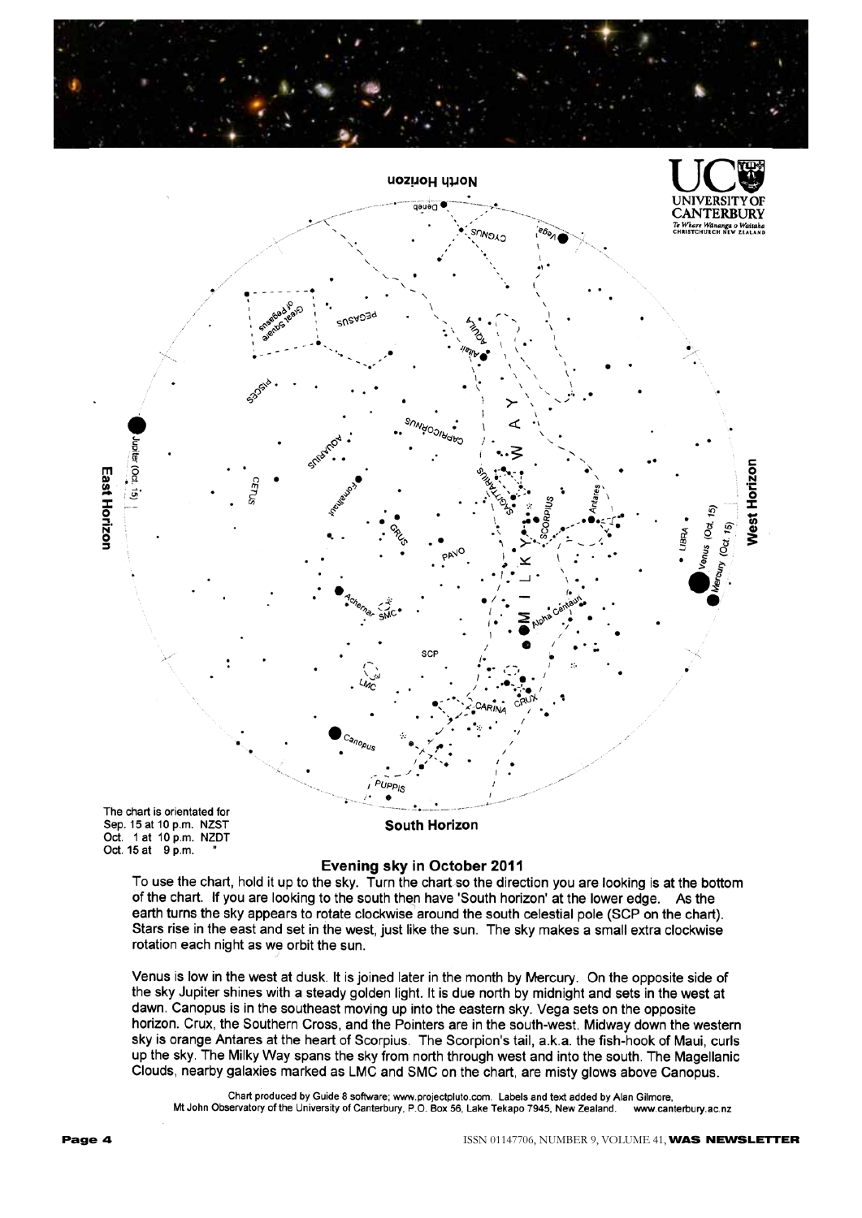The chart is orientated for
Sep. 15 at 10 p.m. NZST
Oct. 1 at 10 p.m. NZDT
Oct. 15 at 9 p.m. "

## Evening sky in October 2011

To use the chart, hold it up to the sky. Turn the chart so the direction you are looking is at the bottom of the chart. If you are looking to the south then have 'South horizon' at the lower edge. As the earth turns the sky appears to rotate clockwise around the south celestial pole (SCP on the chart). Stars rise in the east and set in the west, just like the sun. The sky makes a small extra clockwise rotation each night as we orbit the sun.

Venus is low in the west at dusk. It is joined later in the month by Mercury. On the opposite side of the sky Jupiter shines with a steady golden light. It is due north by midnight and sets in the west at dawn. Canopus is in the southeast moving up into the eastern sky. Vega sets on the opposite horizon. Crux, the Southern Cross, and the Pointers are in the south-west. Midway down the western sky is orange Antares at the heart of Scorpius. The Scorpion's tail, a.k.a. the fish-hook of Maui, curls up the sky. The Milky Way spans the sky from north through west and into the south. The Magellanic Clouds, nearby galaxies marked as LMC and SMC on the chart, are misty glows above Canopus.

Chart produced by Guide 8 software; www.projectpluto.com. Labels and text added by Alan Gilmore, Mt John Observatory of the University of Canterbury, P.O. Box 56, Lake Tekapo 7945, New Zealand. www.canterbury.ac.nz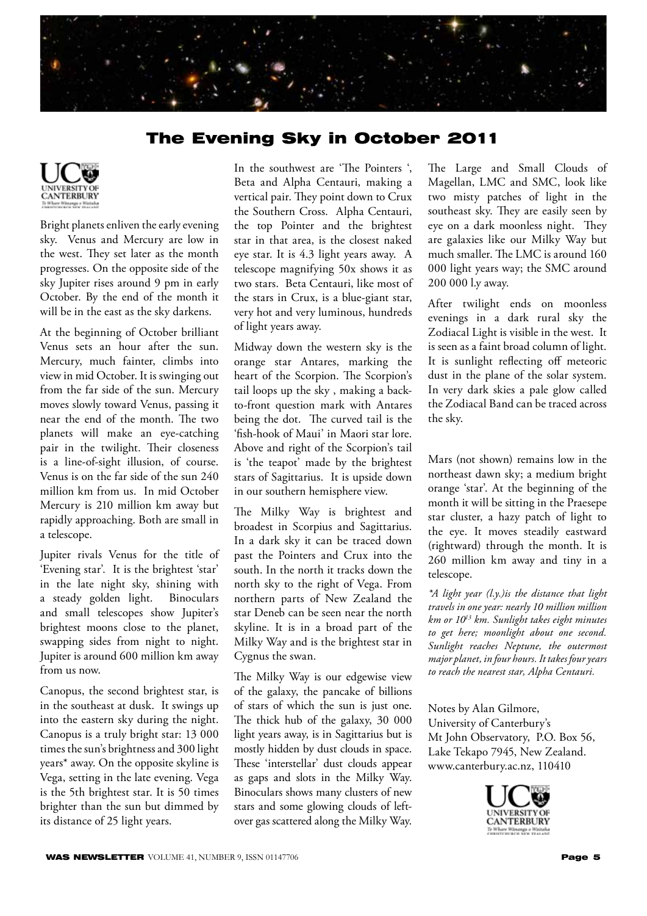# The Evening Sky in October 2011

Bright planets enliven the early evening sky. Venus and Mercury are low in the west. They set later as the month progresses. On the opposite side of the sky Jupiter rises around 9 pm in early October. By the end of the month it will be in the east as the sky darkens.

At the beginning of October brilliant Venus sets an hour after the sun. Mercury, much fainter, climbs into view in mid October. It is swinging out from the far side of the sun. Mercury moves slowly toward Venus, passing it near the end of the month. The two planets will make an eye-catching pair in the twilight. Their closeness is a line-of-sight illusion, of course. Venus is on the far side of the sun 240 million km from us. In mid October Mercury is 210 million km away but rapidly approaching. Both are small in a telescope.

Jupiter rivals Venus for the title of 'Evening star'. It is the brightest 'star' in the late night sky, shining with a steady golden light. Binoculars and small telescopes show Jupiter's brightest moons close to the planet, swapping sides from night to night. Jupiter is around 600 million km away from us now.

Canopus, the second brightest star, is in the southeast at dusk. It swings up into the eastern sky during the night. Canopus is a truly bright star: 13 000 times the sun's brightness and 300 light years* away. On the opposite skyline is Vega, setting in the late evening. Vega is the 5th brightest star. It is 50 times brighter than the sun but dimmed by its distance of 25 light years.

In the southwest are 'The Pointers ', Beta and Alpha Centauri, making a vertical pair. They point down to Crux the Southern Cross. Alpha Centauri, the top Pointer and the brightest star in that area, is the closest naked eye star. It is 4.3 light years away. A telescope magnifying 50x shows it as two stars. Beta Centauri, like most of the stars in Crux, is a blue-giant star, very hot and very luminous, hundreds of light years away.

Midway down the western sky is the orange star Antares, marking the heart of the Scorpion. The Scorpion's tail loops up the sky , making a back-to-front question mark with Antares being the dot. The curved tail is the 'fish-hook of Maui' in Maori star lore. Above and right of the Scorpion's tail is 'the teapot' made by the brightest stars of Sagittarius. It is upside down in our southern hemisphere view.

The Milky Way is brightest and broadest in Scorpius and Sagittarius. In a dark sky it can be traced down past the Pointers and Crux into the south. In the north it tracks down the north sky to the right of Vega. From northern parts of New Zealand the star Deneb can be seen near the north skyline. It is in a broad part of the Milky Way and is the brightest star in Cygnus the swan.

The Milky Way is our edgewise view of the galaxy, the pancake of billions of stars of which the sun is just one. The thick hub of the galaxy, 30 000 light years away, is in Sagittarius but is mostly hidden by dust clouds in space. These 'interstellar' dust clouds appear as gaps and slots in the Milky Way. Binoculars shows many clusters of new stars and some glowing clouds of left-over gas scattered along the Milky Way.

The Large and Small Clouds of Magellan, LMC and SMC, look like two misty patches of light in the southeast sky. They are easily seen by eye on a dark moonless night. They are galaxies like our Milky Way but much smaller. The LMC is around 160 000 light years way; the SMC around 200 000 l.y away.

After twilight ends on moonless evenings in a dark rural sky the Zodiacal Light is visible in the west. It is seen as a faint broad column of light. It is sunlight reflecting off meteoric dust in the plane of the solar system. In very dark skies a pale glow called the Zodiacal Band can be traced across the sky.

Mars (not shown) remains low in the northeast dawn sky; a medium bright orange 'star'. At the beginning of the month it will be sitting in the Praesepe star cluster, a hazy patch of light to the eye. It moves steadily eastward (rightward) through the month. It is 260 million km away and tiny in a telescope.

*\*A light year (l.y.)is the distance that light travels in one year: nearly 10 million million km or $10^{13}$ km. Sunlight takes eight minutes to get here; moonlight about one second. Sunlight reaches Neptune, the outermost major planet, in four hours. It takes four years to reach the nearest star, Alpha Centauri.*

Notes by Alan Gilmore,
University of Canterbury's
Mt John Observatory, P.O. Box 56,
Lake Tekapo 7945, New Zealand.
www.canterbury.ac.nz, 110410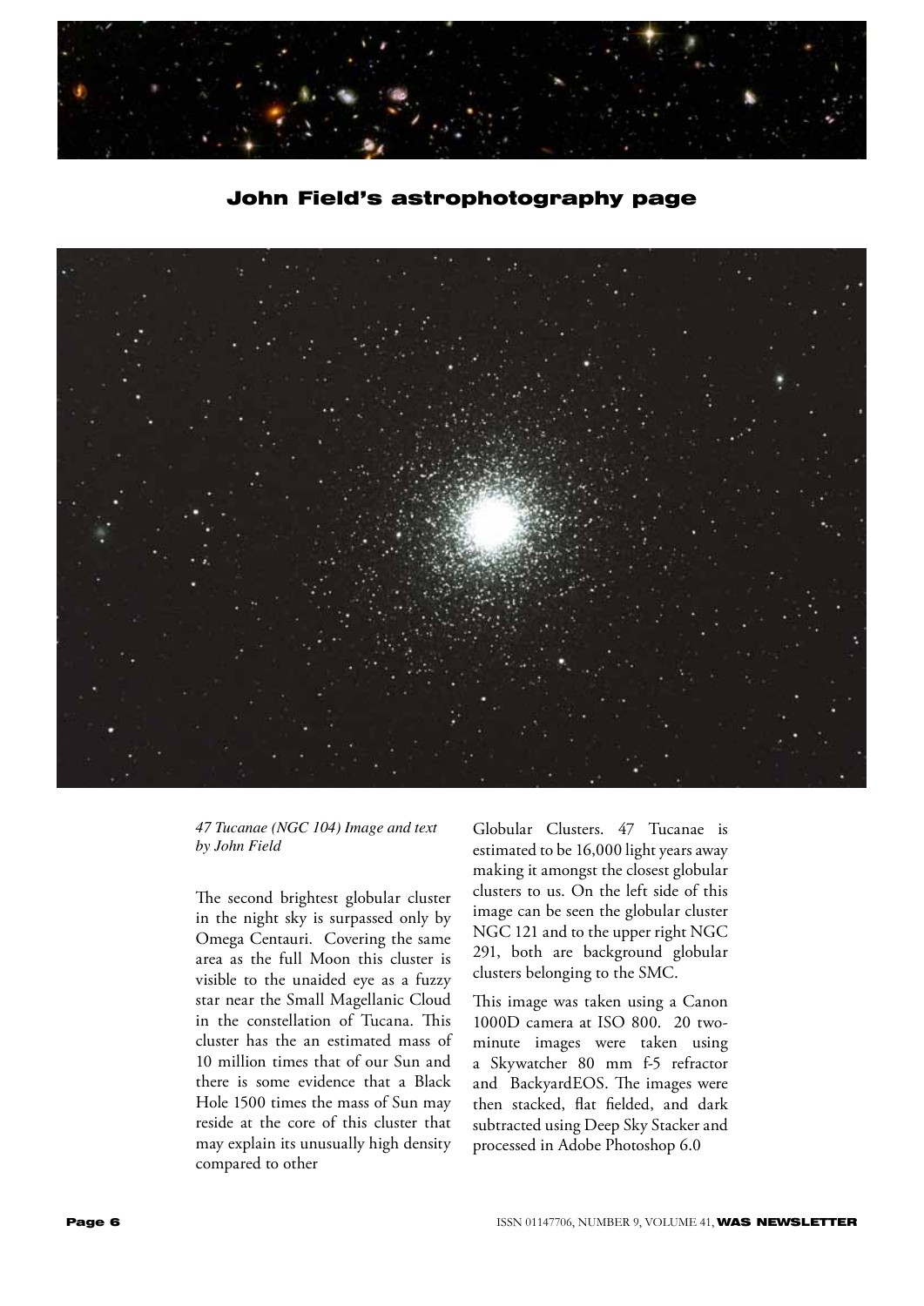## John Field's astrophotography page

*47 Tucanae (NGC 104) Image and text by John Field*

The second brightest globular cluster in the night sky is surpassed only by Omega Centauri. Covering the same area as the full Moon this cluster is visible to the unaided eye as a fuzzy star near the Small Magellanic Cloud in the constellation of Tucana. This cluster has the an estimated mass of 10 million times that of our Sun and there is some evidence that a Black Hole 1500 times the mass of Sun may reside at the core of this cluster that may explain its unusually high density compared to other Globular Clusters. 47 Tucanae is estimated to be 16,000 light years away making it amongst the closest globular clusters to us. On the left side of this image can be seen the globular cluster NGC 121 and to the upper right NGC 291, both are background globular clusters belonging to the SMC.

This image was taken using a Canon 1000D camera at ISO 800. 20 two-minute images were taken using a Skywatcher 80 mm f-5 refractor and BackyardEOS. The images were then stacked, flat fielded, and dark subtracted using Deep Sky Stacker and processed in Adobe Photoshop 6.0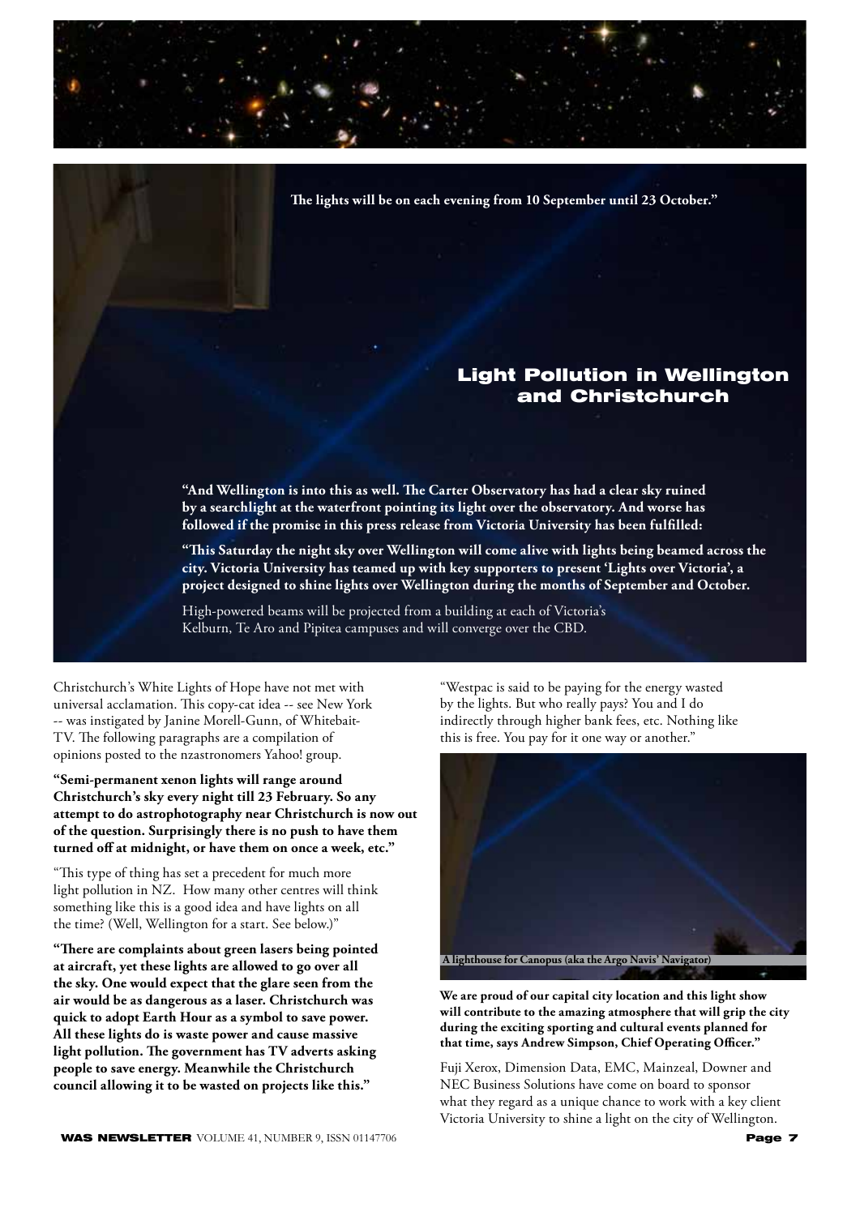**The lights will be on each evening from 10 September until 23 October."**

## Light Pollution in Wellington and Christchurch

**"And Wellington is into this as well. The Carter Observatory has had a clear sky ruined by a searchlight at the waterfront pointing its light over the observatory. And worse has followed if the promise in this press release from Victoria University has been fulfilled:**

**"This Saturday the night sky over Wellington will come alive with lights being beamed across the city. Victoria University has teamed up with key supporters to present 'Lights over Victoria', a project designed to shine lights over Wellington during the months of September and October.**

High-powered beams will be projected from a building at each of Victoria's Kelburn, Te Aro and Pipitea campuses and will converge over the CBD.

Christchurch's White Lights of Hope have not met with universal acclamation. This copy-cat idea -- see New York -- was instigated by Janine Morell-Gunn, of Whitebait-TV. The following paragraphs are a compilation of opinions posted to the nzastronomers Yahoo! group.

**"Semi-permanent xenon lights will range around Christchurch's sky every night till 23 February. So any attempt to do astrophotography near Christchurch is now out of the question. Surprisingly there is no push to have them turned off at midnight, or have them on once a week, etc."**

"This type of thing has set a precedent for much more light pollution in NZ. How many other centres will think something like this is a good idea and have lights on all the time? (Well, Wellington for a start. See below.)"

**"There are complaints about green lasers being pointed at aircraft, yet these lights are allowed to go over all the sky. One would expect that the glare seen from the air would be as dangerous as a laser. Christchurch was quick to adopt Earth Hour as a symbol to save power. All these lights do is waste power and cause massive light pollution. The government has TV adverts asking people to save energy. Meanwhile the Christchurch council allowing it to be wasted on projects like this."**

"Westpac is said to be paying for the energy wasted by the lights. But who really pays? You and I do indirectly through higher bank fees, etc. Nothing like this is free. You pay for it one way or another."

A lighthouse for Canopus (aka the Argo Navis' Navigator)

**We are proud of our capital city location and this light show will contribute to the amazing atmosphere that will grip the city during the exciting sporting and cultural events planned for that time, says Andrew Simpson, Chief Operating Officer."**

Fuji Xerox, Dimension Data, EMC, Mainzeal, Downer and NEC Business Solutions have come on board to sponsor what they regard as a unique chance to work with a key client Victoria University to shine a light on the city of Wellington.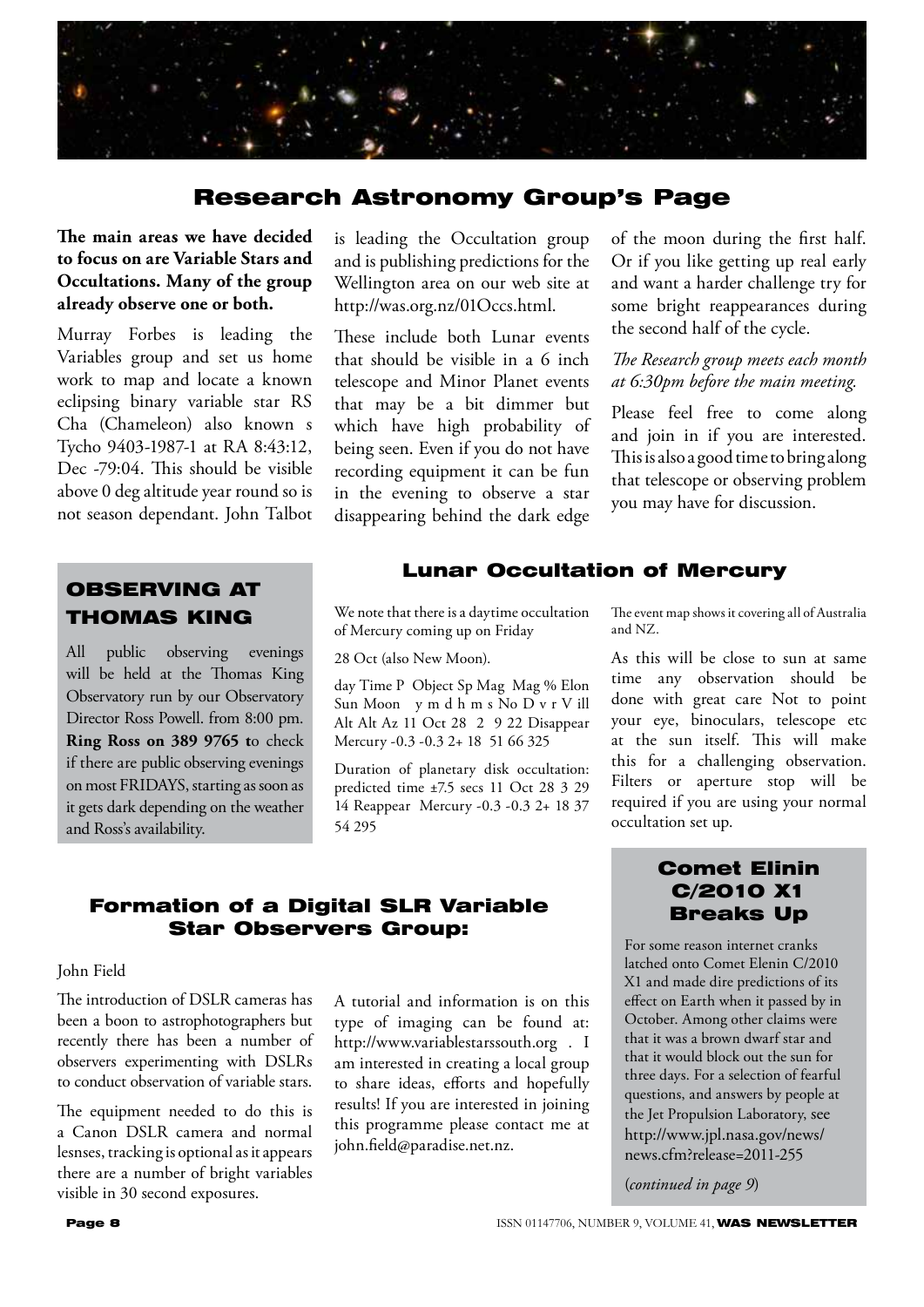# Research Astronomy Group's Page

**The main areas we have decided to focus on are Variable Stars and Occultations. Many of the group already observe one or both.**

Murray Forbes is leading the Variables group and set us home work to map and locate a known eclipsing binary variable star RS Cha (Chameleon) also known s Tycho 9403-1987-1 at RA 8:43:12, Dec -79:04. This should be visible above 0 deg altitude year round so is not season dependant. John Talbot is leading the Occultation group and is publishing predictions for the Wellington area on our web site at http://was.org.nz/01Occs.html.

These include both Lunar events that should be visible in a 6 inch telescope and Minor Planet events that may be a bit dimmer but which have high probability of being seen. Even if you do not have recording equipment it can be fun in the evening to observe a star disappearing behind the dark edge of the moon during the first half. Or if you like getting up real early and want a harder challenge try for some bright reappearances during the second half of the cycle.

*The Research group meets each month at 6:30pm before the main meeting.*

Please feel free to come along and join in if you are interested. This is also a good time to bring along that telescope or observing problem you may have for discussion.

## OBSERVING AT THOMAS KING

All public observing evenings will be held at the Thomas King Observatory run by our Observatory Director Ross Powell. from 8:00 pm. **Ring Ross on 389 9765 t**o check if there are public observing evenings on most FRIDAYS, starting as soon as it gets dark depending on the weather and Ross's availability.

## Lunar Occultation of Mercury

We note that there is a daytime occultation of Mercury coming up on Friday

28 Oct (also New Moon).

day Time P Object Sp Mag Mag % Elon Sun Moon y m d h m s No D v r V ill Alt Alt Az 11 Oct 28 2 9 22 Disappear Mercury -0.3 -0.3 2+ 18 51 66 325

Duration of planetary disk occultation: predicted time ±7.5 secs 11 Oct 28 3 29 14 Reappear Mercury -0.3 -0.3 2+ 18 37 54 295

The event map shows it covering all of Australia and NZ.

As this will be close to sun at same time any observation should be done with great care Not to point your eye, binoculars, telescope etc at the sun itself. This will make this for a challenging observation. Filters or aperture stop will be required if you are using your normal occultation set up.

## Formation of a Digital SLR Variable Star Observers Group:

John Field

The introduction of DSLR cameras has been a boon to astrophotographers but recently there has been a number of observers experimenting with DSLRs to conduct observation of variable stars.

The equipment needed to do this is a Canon DSLR camera and normal lesnses, tracking is optional as it appears there are a number of bright variables visible in 30 second exposures.

A tutorial and information is on this type of imaging can be found at: http://www.variablestarssouth.org . I am interested in creating a local group to share ideas, efforts and hopefully results! If you are interested in joining this programme please contact me at john.field@paradise.net.nz.

## Comet Elinin C/2010 X1 Breaks Up

For some reason internet cranks latched onto Comet Elenin C/2010 X1 and made dire predictions of its effect on Earth when it passed by in October. Among other claims were that it was a brown dwarf star and that it would block out the sun for three days. For a selection of fearful questions, and answers by people at the Jet Propulsion Laboratory, see http://www.jpl.nasa.gov/news/news.cfm?release=2011-255

(*continued in page 9*)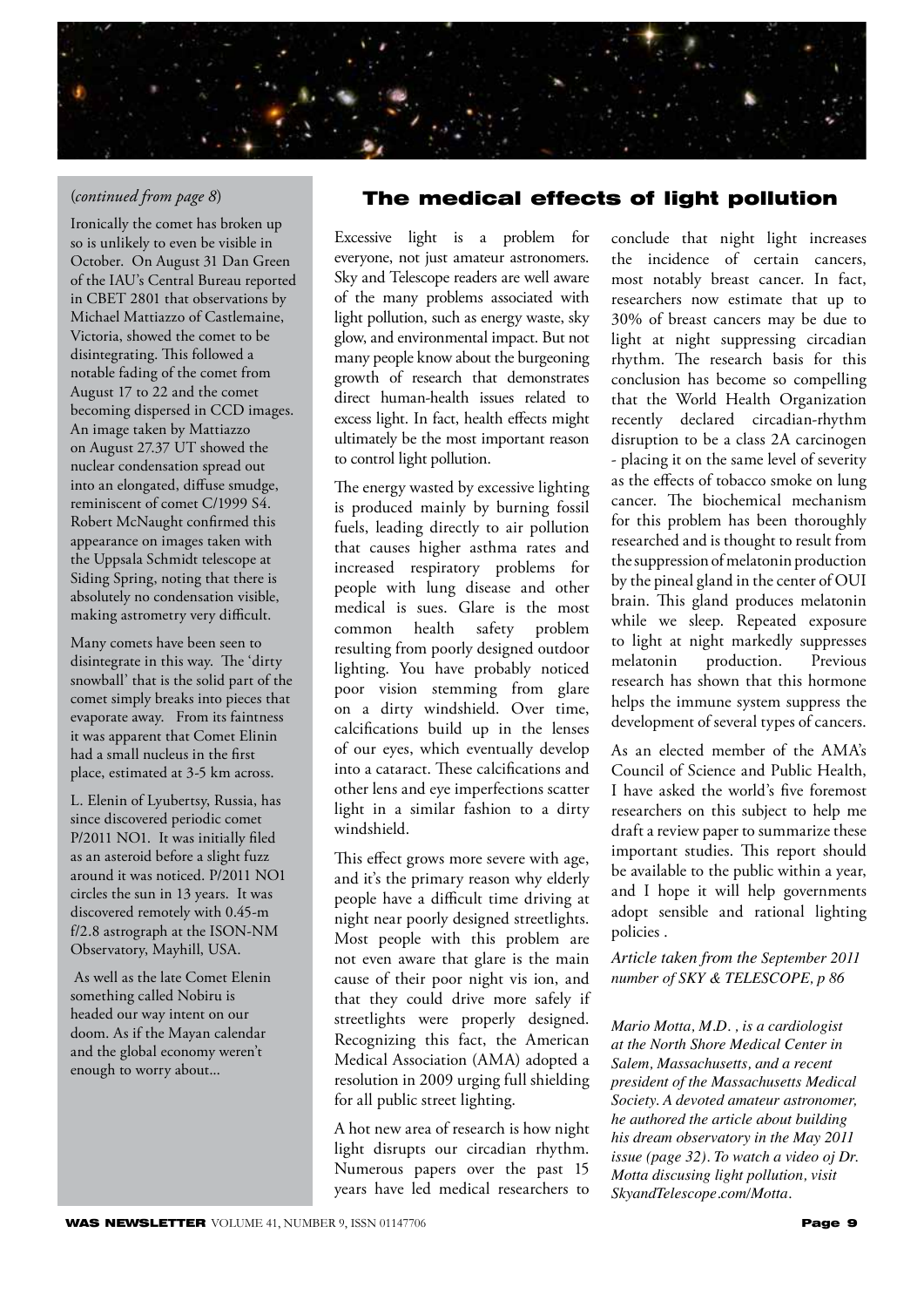(*continued from page 8*)

Ironically the comet has broken up so is unlikely to even be visible in October. On August 31 Dan Green of the IAU's Central Bureau reported in CBET 2801 that observations by Michael Mattiazzo of Castlemaine, Victoria, showed the comet to be disintegrating. This followed a notable fading of the comet from August 17 to 22 and the comet becoming dispersed in CCD images. An image taken by Mattiazzo on August 27.37 UT showed the nuclear condensation spread out into an elongated, diffuse smudge, reminiscent of comet C/1999 S4. Robert McNaught confirmed this appearance on images taken with the Uppsala Schmidt telescope at Siding Spring, noting that there is absolutely no condensation visible, making astrometry very difficult.

Many comets have been seen to disintegrate in this way. The 'dirty snowball' that is the solid part of the comet simply breaks into pieces that evaporate away. From its faintness it was apparent that Comet Elinin had a small nucleus in the first place, estimated at 3-5 km across.

L. Elenin of Lyubertsy, Russia, has since discovered periodic comet P/2011 NO1. It was initially filed as an asteroid before a slight fuzz around it was noticed. P/2011 NO1 circles the sun in 13 years. It was discovered remotely with 0.45-m f/2.8 astrograph at the ISON-NM Observatory, Mayhill, USA.

As well as the late Comet Elenin something called Nobiru is headed our way intent on our doom. As if the Mayan calendar and the global economy weren't enough to worry about...

## The medical effects of light pollution

Excessive light is a problem for everyone, not just amateur astronomers. Sky and Telescope readers are well aware of the many problems associated with light pollution, such as energy waste, sky glow, and environmental impact. But not many people know about the burgeoning growth of research that demonstrates direct human-health issues related to excess light. In fact, health effects might ultimately be the most important reason to control light pollution.

The energy wasted by excessive lighting is produced mainly by burning fossil fuels, leading directly to air pollution that causes higher asthma rates and increased respiratory problems for people with lung disease and other medical is sues. Glare is the most common health safety problem resulting from poorly designed outdoor lighting. You have probably noticed poor vision stemming from glare on a dirty windshield. Over time, calcifications build up in the lenses of our eyes, which eventually develop into a cataract. These calcifications and other lens and eye imperfections scatter light in a similar fashion to a dirty windshield.

This effect grows more severe with age, and it's the primary reason why elderly people have a difficult time driving at night near poorly designed streetlights. Most people with this problem are not even aware that glare is the main cause of their poor night vis ion, and that they could drive more safely if streetlights were properly designed. Recognizing this fact, the American Medical Association (AMA) adopted a resolution in 2009 urging full shielding for all public street lighting.

A hot new area of research is how night light disrupts our circadian rhythm. Numerous papers over the past 15 years have led medical researchers to conclude that night light increases the incidence of certain cancers, most notably breast cancer. In fact, researchers now estimate that up to 30% of breast cancers may be due to light at night suppressing circadian rhythm. The research basis for this conclusion has become so compelling that the World Health Organization recently declared circadian-rhythm disruption to be a class 2A carcinogen - placing it on the same level of severity as the effects of tobacco smoke on lung cancer. The biochemical mechanism for this problem has been thoroughly researched and is thought to result from the suppression of melatonin production by the pineal gland in the center of OUI brain. This gland produces melatonin while we sleep. Repeated exposure to light at night markedly suppresses melatonin production. Previous research has shown that this hormone helps the immune system suppress the development of several types of cancers.

As an elected member of the AMA's Council of Science and Public Health, I have asked the world's five foremost researchers on this subject to help me draft a review paper to summarize these important studies. This report should be available to the public within a year, and I hope it will help governments adopt sensible and rational lighting policies .

*Article taken from the September 2011 number of SKY & TELESCOPE, p 86*

*Mario Motta, M.D. , is a cardiologist at the North Shore Medical Center in Salem, Massachusetts, and a recent president of the Massachusetts Medical Society. A devoted amateur astronomer, he authored the article about building his dream observatory in the May 2011 issue (page 32). To watch a video oj Dr. Motta discusing light pollution, visit SkyandTelescope.com/Motta.*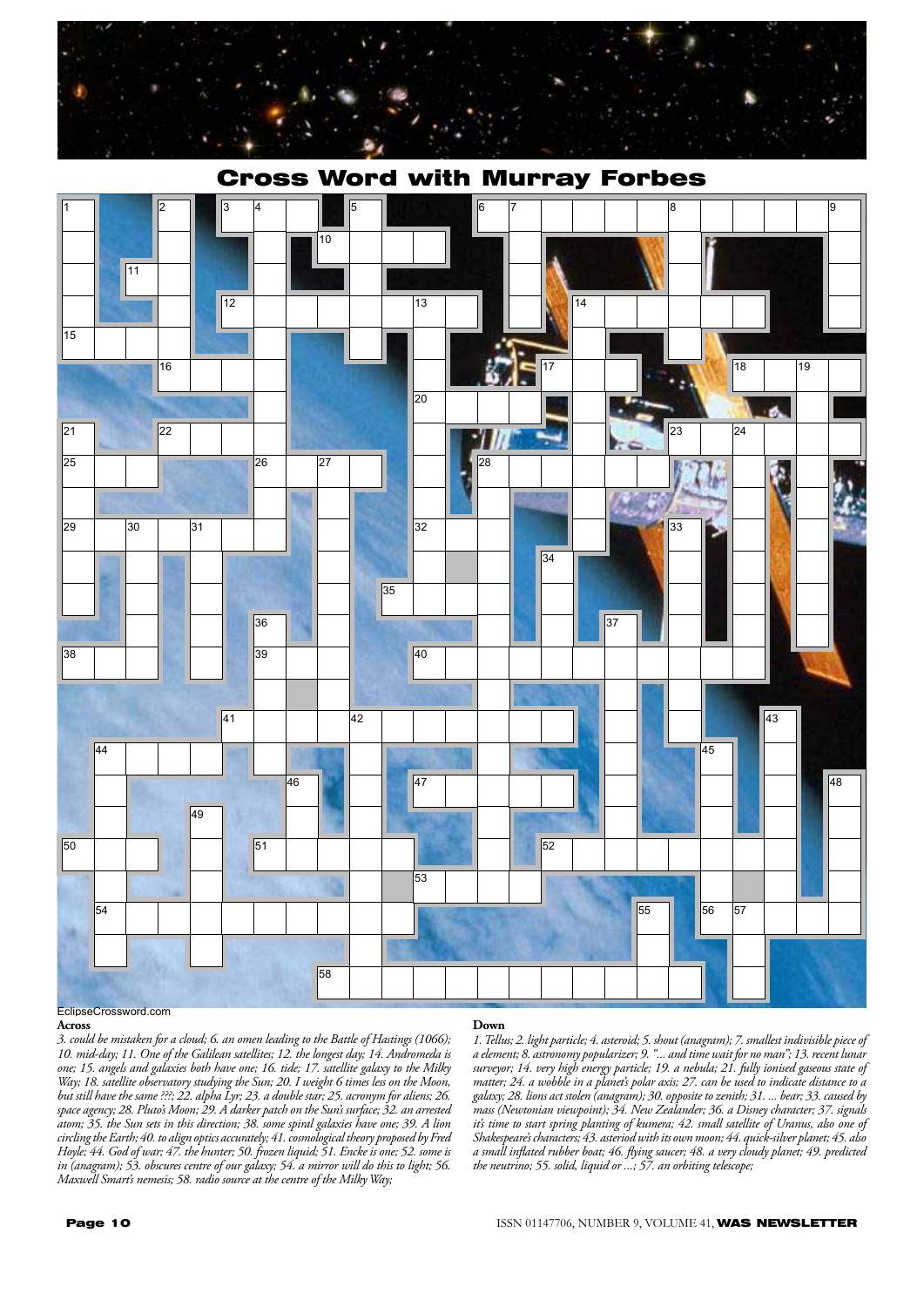# Cross Word with Murray Forbes

EclipseCrossword.com

**Across**

*3. could be mistaken for a cloud; 6. an omen leading to the Battle of Hastings (1066); 10. mid-day; 11. One of the Galilean satellites; 12. the longest day; 14. Andromeda is one; 15. angels and galaxies both have one; 16. tide; 17. satellite galaxy to the Milky Way; 18. satellite observatory studying the Sun; 20. I weight 6 times less on the Moon, but still have the same ???; 22. alpha Lyr; 23. a double star; 25. acronym for aliens; 26. space agency; 28. Pluto's Moon; 29. A darker patch on the Sun's surface; 32. an arrested atom; 35. the Sun sets in this direction; 38. some spiral galaxies have one; 39. A lion circling the Earth; 40. to align optics accurately; 41. cosmological theory proposed by Fred Hoyle; 44. God of war; 47. the hunter; 50. frozen liquid; 51. Encke is one; 52. some is in (anagram); 53. obscures centre of our galaxy; 54. a mirror will do this to light; 56. Maxwell Smart's nemesis; 58. radio source at the centre of the Milky Way;*

**Down**

*1. Tellus; 2. light particle; 4. asteroid; 5. shout (anagram); 7. smallest indivisible piece of a element; 8. astronomy popularizer; 9. "... and time wait for no man"; 13. recent lunar surveyor; 14. very high energy particle; 19. a nebula; 21. fully ionised gaseous state of matter; 24. a wobble in a planet's polar axis; 27. can be used to indicate distance to a galaxy; 28. lions act stolen (anagram); 30. opposite to zenith; 31. ... bear; 33. caused by mass (Newtonian viewpoint); 34. New Zealander; 36. a Disney character; 37. signals it's time to start spring planting of kumera; 42. small satellite of Uranus, also one of Shakespeare's characters; 43. asteriod with its own moon; 44. quick-silver planet; 45. also a small inflated rubber boat; 46. flying saucer; 48. a very cloudy planet; 49. predicted the neutrino; 55. solid, liquid or ...; 57. an orbiting telescope;*